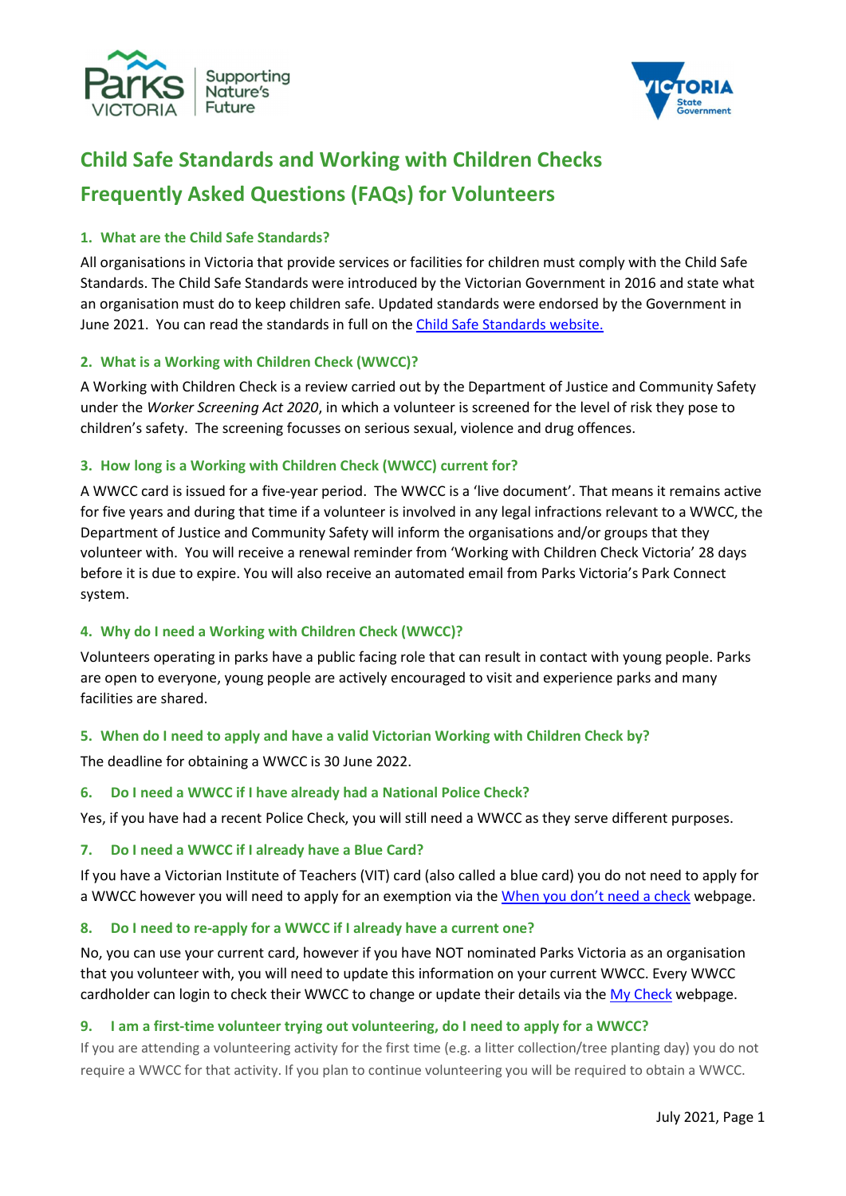# Child Safe Standards and Working with Children Checks

# Frequently Asked Questions (FAQs) for Volunteers

## 1. What are the Child Safe Standards?

All organisations in Victoria that provide services or facilities for children must comply with the Child Safe Standards. The Child Safe Standards were introduced by the Victorian Government in 2016 and state what an organisation must do to keep children safe. Updated standards were endorsed by the Government in June 2021. You can read the standards in full on the [Child Safe Standards website.]()

## 2. What is a Working with Children Check (WWCC)?

A Working with Children Check is a review carried out by the Department of Justice and Community Safety under the *Worker Screening Act 2020*, in which a volunteer is screened for the level of risk they pose to children's safety. The screening focusses on serious sexual, violence and drug offences.

## 3. How long is a Working with Children Check (WWCC) current for?

A WWCC card is issued for a five-year period. The WWCC is a 'live document'. That means it remains active for five years and during that time if a volunteer is involved in any legal infractions relevant to a WWCC, the Department of Justice and Community Safety will inform the organisations and/or groups that they volunteer with. You will receive a renewal reminder from 'Working with Children Check Victoria' 28 days before it is due to expire. You will also receive an automated email from Parks Victoria's Park Connect system.

## 4. Why do I need a Working with Children Check (WWCC)?

Volunteers operating in parks have a public facing role that can result in contact with young people. Parks are open to everyone, young people are actively encouraged to visit and experience parks and many facilities are shared.

## 5. When do I need to apply and have a valid Victorian Working with Children Check by?

The deadline for obtaining a WWCC is 30 June 2022.

## 6. Do I need a WWCC if I have already had a National Police Check?

Yes, if you have had a recent Police Check, you will still need a WWCC as they serve different purposes.

## 7. Do I need a WWCC if I already have a Blue Card?

If you have a Victorian Institute of Teachers (VIT) card (also called a blue card) you do not need to apply for a WWCC however you will need to apply for an exemption via the [When you don't need a check]() webpage.

## 8. Do I need to re-apply for a WWCC if I already have a current one?

No, you can use your current card, however if you have NOT nominated Parks Victoria as an organisation that you volunteer with, you will need to update this information on your current WWCC. Every WWCC cardholder can login to check their WWCC to change or update their details via the [My Check]() webpage.

## 9. I am a first-time volunteer trying out volunteering, do I need to apply for a WWCC?

If you are attending a volunteering activity for the first time (e.g. a litter collection/tree planting day) you do not require a WWCC for that activity. If you plan to continue volunteering you will be required to obtain a WWCC.

July 2021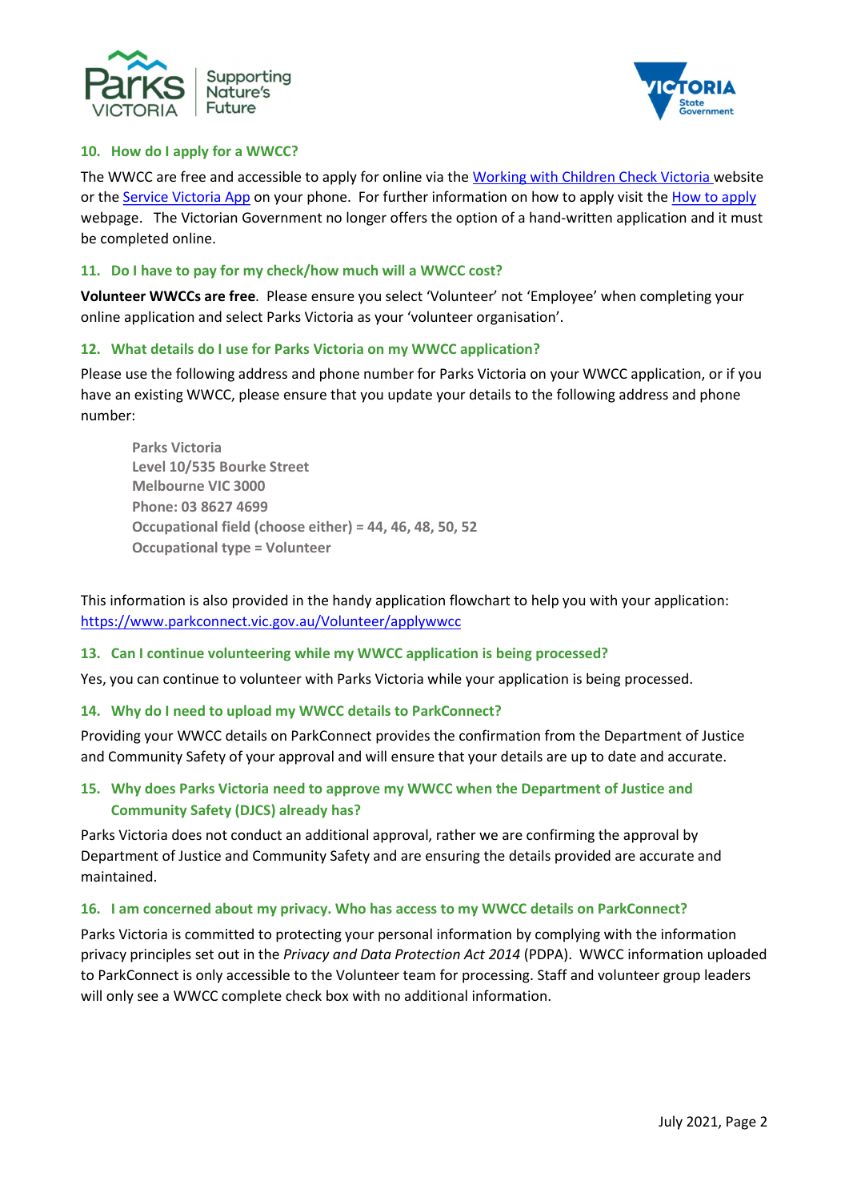### 10. How do I apply for a WWCC?

The WWCC are free and accessible to apply for online via the [Working with Children Check Victoria](#) website or the [Service Victoria App](#) on your phone. For further information on how to apply visit the [How to apply](#) webpage. The Victorian Government no longer offers the option of a hand-written application and it must be completed online.

### 11. Do I have to pay for my check/how much will a WWCC cost?

**Volunteer WWCCs are free**. Please ensure you select 'Volunteer' not 'Employee' when completing your online application and select Parks Victoria as your 'volunteer organisation'.

### 12. What details do I use for Parks Victoria on my WWCC application?

Please use the following address and phone number for Parks Victoria on your WWCC application, or if you have an existing WWCC, please ensure that you update your details to the following address and phone number:

> **Parks Victoria**
> **Level 10/535 Bourke Street**
> **Melbourne VIC 3000**
> **Phone: 03 8627 4699**
> **Occupational field (choose either) = 44, 46, 48, 50, 52**
> **Occupational type = Volunteer**

This information is also provided in the handy application flowchart to help you with your application: [https://www.parkconnect.vic.gov.au/Volunteer/applywwcc](https://www.parkconnect.vic.gov.au/Volunteer/applywwcc)

### 13. Can I continue volunteering while my WWCC application is being processed?

Yes, you can continue to volunteer with Parks Victoria while your application is being processed.

### 14. Why do I need to upload my WWCC details to ParkConnect?

Providing your WWCC details on ParkConnect provides the confirmation from the Department of Justice and Community Safety of your approval and will ensure that your details are up to date and accurate.

### 15. Why does Parks Victoria need to approve my WWCC when the Department of Justice and Community Safety (DJCS) already has?

Parks Victoria does not conduct an additional approval, rather we are confirming the approval by Department of Justice and Community Safety and are ensuring the details provided are accurate and maintained.

### 16. I am concerned about my privacy. Who has access to my WWCC details on ParkConnect?

Parks Victoria is committed to protecting your personal information by complying with the information privacy principles set out in the *Privacy and Data Protection Act 2014* (PDPA). WWCC information uploaded to ParkConnect is only accessible to the Volunteer team for processing. Staff and volunteer group leaders will only see a WWCC complete check box with no additional information.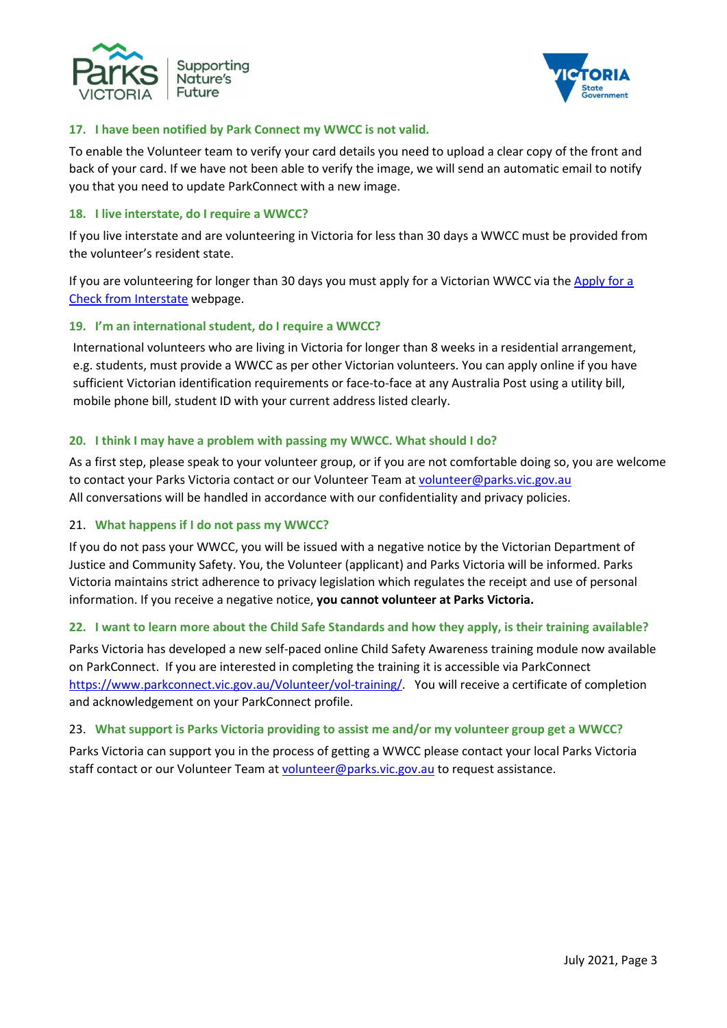### 17. I have been notified by Park Connect my WWCC is not valid.

To enable the Volunteer team to verify your card details you need to upload a clear copy of the front and back of your card. If we have not been able to verify the image, we will send an automatic email to notify you that you need to update ParkConnect with a new image.

### 18. I live interstate, do I require a WWCC?

If you live interstate and are volunteering in Victoria for less than 30 days a WWCC must be provided from the volunteer's resident state.

If you are volunteering for longer than 30 days you must apply for a Victorian WWCC via the Apply for a Check from Interstate webpage.

### 19. I'm an international student, do I require a WWCC?

International volunteers who are living in Victoria for longer than 8 weeks in a residential arrangement, e.g. students, must provide a WWCC as per other Victorian volunteers. You can apply online if you have sufficient Victorian identification requirements or face-to-face at any Australia Post using a utility bill, mobile phone bill, student ID with your current address listed clearly.

### 20. I think I may have a problem with passing my WWCC. What should I do?

As a first step, please speak to your volunteer group, or if you are not comfortable doing so, you are welcome to contact your Parks Victoria contact or our Volunteer Team at volunteer@parks.vic.gov.au
All conversations will be handled in accordance with our confidentiality and privacy policies.

### 21. What happens if I do not pass my WWCC?

If you do not pass your WWCC, you will be issued with a negative notice by the Victorian Department of Justice and Community Safety. You, the Volunteer (applicant) and Parks Victoria will be informed. Parks Victoria maintains strict adherence to privacy legislation which regulates the receipt and use of personal information. If you receive a negative notice, **you cannot volunteer at Parks Victoria.**

### 22. I want to learn more about the Child Safe Standards and how they apply, is their training available?

Parks Victoria has developed a new self-paced online Child Safety Awareness training module now available on ParkConnect. If you are interested in completing the training it is accessible via ParkConnect https://www.parkconnect.vic.gov.au/Volunteer/vol-training/. You will receive a certificate of completion and acknowledgement on your ParkConnect profile.

### 23. What support is Parks Victoria providing to assist me and/or my volunteer group get a WWCC?

Parks Victoria can support you in the process of getting a WWCC please contact your local Parks Victoria staff contact or our Volunteer Team at volunteer@parks.vic.gov.au to request assistance.